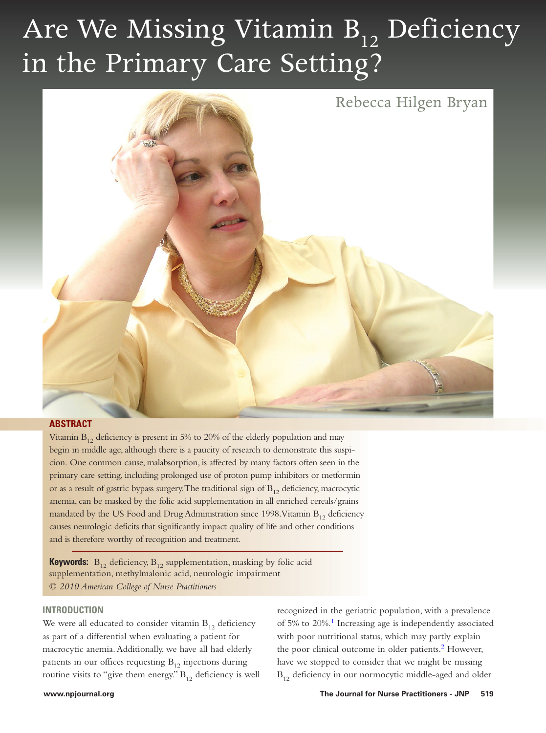# Are We Missing Vitamin $B_{12}$ Deficiency in the Primary Care Setting?

Rebecca Hilgen Bryan

## ABSTRACT

Vitamin $B_{12}$ deficiency is present in 5% to 20% of the elderly population and may begin in middle age, although there is a paucity of research to demonstrate this suspicion. One common cause, malabsorption, is affected by many factors often seen in the primary care setting, including prolonged use of proton pump inhibitors or metformin or as a result of gastric bypass surgery. The traditional sign of $B_{12}$ deficiency, macrocytic anemia, can be masked by the folic acid supplementation in all enriched cereals/grains mandated by the US Food and Drug Administration since 1998. Vitamin $B_{12}$ deficiency causes neurologic deficits that significantly impact quality of life and other conditions and is therefore worthy of recognition and treatment.

**Keywords:** $B_{12}$ deficiency, $B_{12}$ supplementation, masking by folic acid supplementation, methylmalonic acid, neurologic impairment

*© 2010 American College of Nurse Practitioners*

## INTRODUCTION

We were all educated to consider vitamin $B_{12}$ deficiency as part of a differential when evaluating a patient for macrocytic anemia. Additionally, we have all had elderly patients in our offices requesting $B_{12}$ injections during routine visits to "give them energy." $B_{12}$ deficiency is well recognized in the geriatric population, with a prevalence of 5% to 20%.[1] Increasing age is independently associated with poor nutritional status, which may partly explain the poor clinical outcome in older patients.[2] However, have we stopped to consider that we might be missing $B_{12}$ deficiency in our normocytic middle-aged and older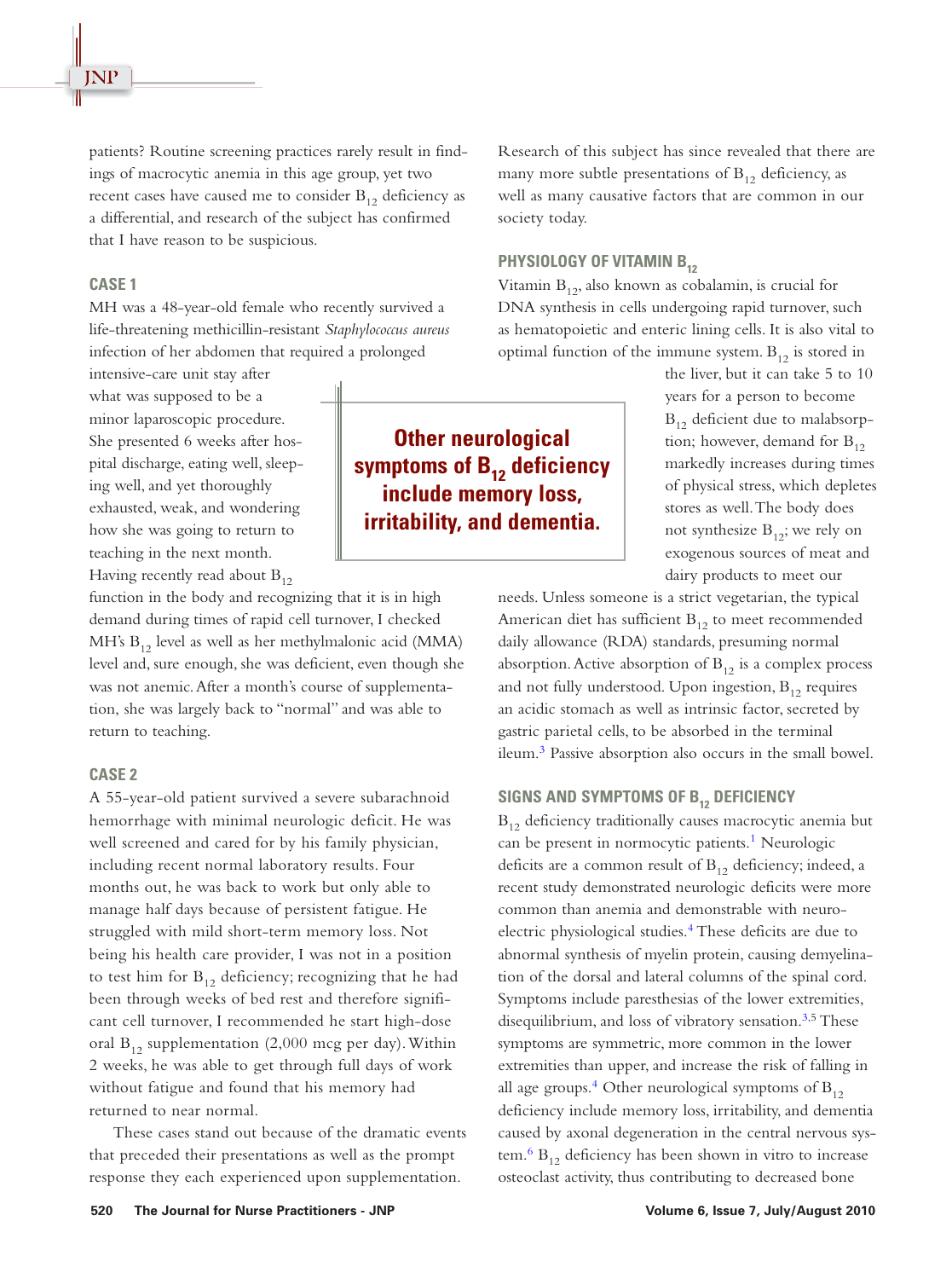patients? Routine screening practices rarely result in findings of macrocytic anemia in this age group, yet two recent cases have caused me to consider $B_{12}$ deficiency as a differential, and research of the subject has confirmed that I have reason to be suspicious.

## CASE 1

MH was a 48-year-old female who recently survived a life-threatening methicillin-resistant *Staphylococcus aureus* infection of her abdomen that required a prolonged intensive-care unit stay after what was supposed to be a minor laparoscopic procedure. She presented 6 weeks after hospital discharge, eating well, sleeping well, and yet thoroughly exhausted, weak, and wondering how she was going to return to teaching in the next month. Having recently read about $B_{12}$ function in the body and recognizing that it is in high demand during times of rapid cell turnover, I checked MH's $B_{12}$ level as well as her methylmalonic acid (MMA) level and, sure enough, she was deficient, even though she was not anemic. After a month's course of supplementation, she was largely back to "normal" and was able to return to teaching.

## CASE 2

A 55-year-old patient survived a severe subarachnoid hemorrhage with minimal neurologic deficit. He was well screened and cared for by his family physician, including recent normal laboratory results. Four months out, he was back to work but only able to manage half days because of persistent fatigue. He struggled with mild short-term memory loss. Not being his health care provider, I was not in a position to test him for $B_{12}$ deficiency; recognizing that he had been through weeks of bed rest and therefore significant cell turnover, I recommended he start high-dose oral $B_{12}$ supplementation (2,000 mcg per day). Within 2 weeks, he was able to get through full days of work without fatigue and found that his memory had returned to near normal.

These cases stand out because of the dramatic events that preceded their presentations as well as the prompt response they each experienced upon supplementation. Research of this subject has since revealed that there are many more subtle presentations of $B_{12}$ deficiency, as well as many causative factors that are common in our society today.

## PHYSIOLOGY OF VITAMIN $B_{12}$

Vitamin $B_{12}$, also known as cobalamin, is crucial for DNA synthesis in cells undergoing rapid turnover, such as hematopoietic and enteric lining cells. It is also vital to optimal function of the immune system. $B_{12}$ is stored in the liver, but it can take 5 to 10 years for a person to become $B_{12}$ deficient due to malabsorption; however, demand for $B_{12}$ markedly increases during times of physical stress, which depletes stores as well. The body does not synthesize $B_{12}$; we rely on exogenous sources of meat and dairy products to meet our needs. Unless someone is a strict vegetarian, the typical American diet has sufficient $B_{12}$ to meet recommended daily allowance (RDA) standards, presuming normal absorption. Active absorption of $B_{12}$ is a complex process and not fully understood. Upon ingestion, $B_{12}$ requires an acidic stomach as well as intrinsic factor, secreted by gastric parietal cells, to be absorbed in the terminal ileum.[3] Passive absorption also occurs in the small bowel.

**Other neurological symptoms of $B_{12}$ deficiency include memory loss, irritability, and dementia.**

## SIGNS AND SYMPTOMS OF $B_{12}$ DEFICIENCY

$B_{12}$ deficiency traditionally causes macrocytic anemia but can be present in normocytic patients.[1] Neurologic deficits are a common result of $B_{12}$ deficiency; indeed, a recent study demonstrated neurologic deficits were more common than anemia and demonstrable with neuroelectric physiological studies.[4] These deficits are due to abnormal synthesis of myelin protein, causing demyelination of the dorsal and lateral columns of the spinal cord. Symptoms include paresthesias of the lower extremities, disequilibrium, and loss of vibratory sensation.[3,5] These symptoms are symmetric, more common in the lower extremities than upper, and increase the risk of falling in all age groups.[4] Other neurological symptoms of $B_{12}$ deficiency include memory loss, irritability, and dementia caused by axonal degeneration in the central nervous system.[6] $B_{12}$ deficiency has been shown in vitro to increase osteoclast activity, thus contributing to decreased bone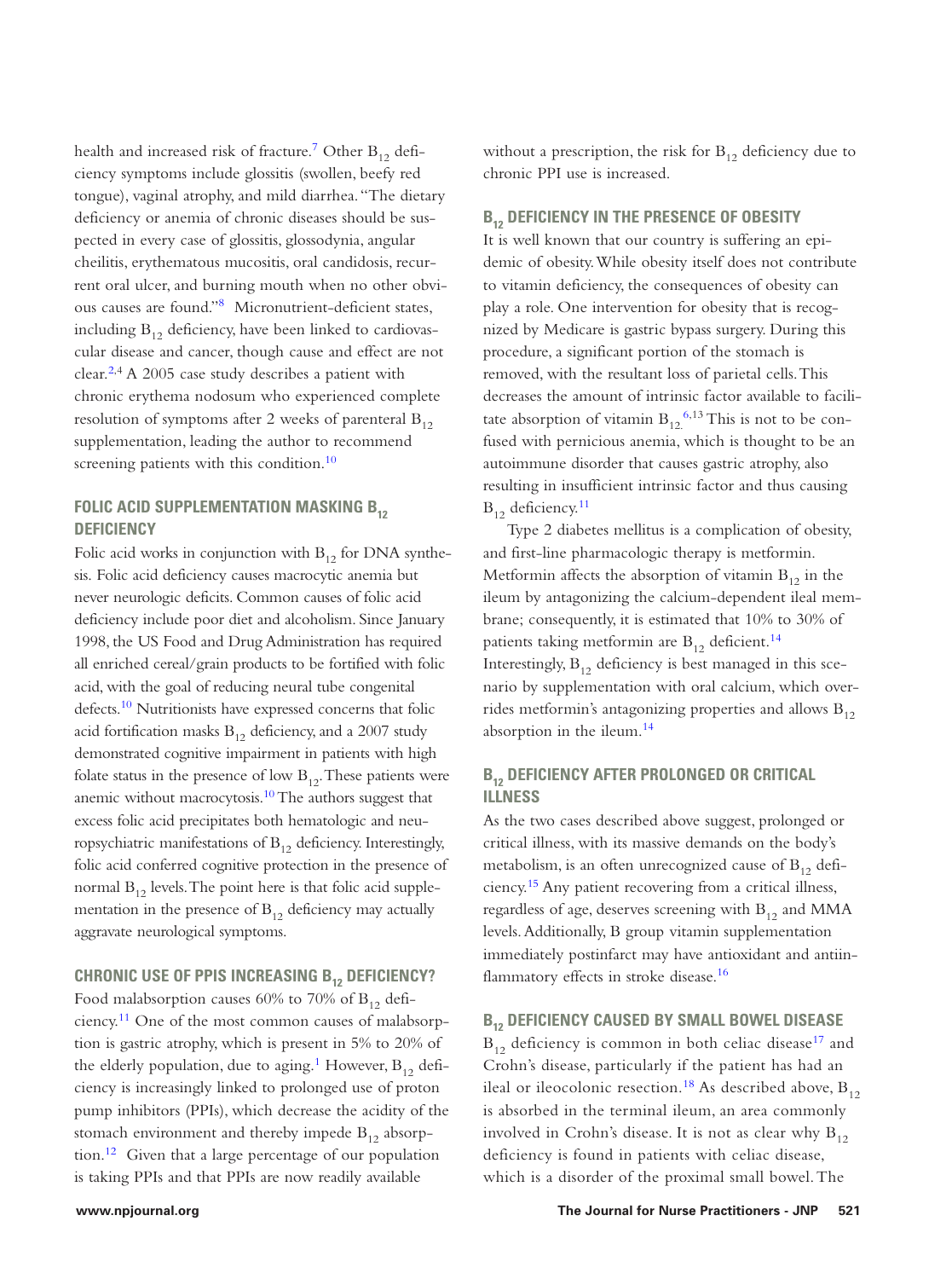health and increased risk of fracture.[7] Other $B_{12}$ deficiency symptoms include glossitis (swollen, beefy red tongue), vaginal atrophy, and mild diarrhea. "The dietary deficiency or anemia of chronic diseases should be suspected in every case of glossitis, glossodynia, angular cheilitis, erythematous mucositis, oral candidosis, recurrent oral ulcer, and burning mouth when no other obvious causes are found."[8] Micronutrient-deficient states, including $B_{12}$ deficiency, have been linked to cardiovascular disease and cancer, though cause and effect are not clear.[2,4] A 2005 case study describes a patient with chronic erythema nodosum who experienced complete resolution of symptoms after 2 weeks of parenteral $B_{12}$ supplementation, leading the author to recommend screening patients with this condition.[10]

## FOLIC ACID SUPPLEMENTATION MASKING $B_{12}$ DEFICIENCY

Folic acid works in conjunction with $B_{12}$ for DNA synthesis. Folic acid deficiency causes macrocytic anemia but never neurologic deficits. Common causes of folic acid deficiency include poor diet and alcoholism. Since January 1998, the US Food and Drug Administration has required all enriched cereal/grain products to be fortified with folic acid, with the goal of reducing neural tube congenital defects.[10] Nutritionists have expressed concerns that folic acid fortification masks $B_{12}$ deficiency, and a 2007 study demonstrated cognitive impairment in patients with high folate status in the presence of low $B_{12}$. These patients were anemic without macrocytosis.[10] The authors suggest that excess folic acid precipitates both hematologic and neuropsychiatric manifestations of $B_{12}$ deficiency. Interestingly, folic acid conferred cognitive protection in the presence of normal $B_{12}$ levels. The point here is that folic acid supplementation in the presence of $B_{12}$ deficiency may actually aggravate neurological symptoms.

## CHRONIC USE OF PPIS INCREASING $B_{12}$ DEFICIENCY?

Food malabsorption causes 60% to 70% of $B_{12}$ deficiency.[11] One of the most common causes of malabsorption is gastric atrophy, which is present in 5% to 20% of the elderly population, due to aging.[1] However, $B_{12}$ deficiency is increasingly linked to prolonged use of proton pump inhibitors (PPIs), which decrease the acidity of the stomach environment and thereby impede $B_{12}$ absorption.[12] Given that a large percentage of our population is taking PPIs and that PPIs are now readily available without a prescription, the risk for $B_{12}$ deficiency due to chronic PPI use is increased.

## $B_{12}$ DEFICIENCY IN THE PRESENCE OF OBESITY

It is well known that our country is suffering an epidemic of obesity. While obesity itself does not contribute to vitamin deficiency, the consequences of obesity can play a role. One intervention for obesity that is recognized by Medicare is gastric bypass surgery. During this procedure, a significant portion of the stomach is removed, with the resultant loss of parietal cells. This decreases the amount of intrinsic factor available to facilitate absorption of vitamin $B_{12}$.[6,13] This is not to be confused with pernicious anemia, which is thought to be an autoimmune disorder that causes gastric atrophy, also resulting in insufficient intrinsic factor and thus causing $B_{12}$ deficiency.[11]

Type 2 diabetes mellitus is a complication of obesity, and first-line pharmacologic therapy is metformin. Metformin affects the absorption of vitamin $B_{12}$ in the ileum by antagonizing the calcium-dependent ileal membrane; consequently, it is estimated that 10% to 30% of patients taking metformin are $B_{12}$ deficient.[14] Interestingly, $B_{12}$ deficiency is best managed in this scenario by supplementation with oral calcium, which overrides metformin's antagonizing properties and allows $B_{12}$ absorption in the ileum.[14]

## $B_{12}$ DEFICIENCY AFTER PROLONGED OR CRITICAL ILLNESS

As the two cases described above suggest, prolonged or critical illness, with its massive demands on the body's metabolism, is an often unrecognized cause of $B_{12}$ deficiency.[15] Any patient recovering from a critical illness, regardless of age, deserves screening with $B_{12}$ and MMA levels. Additionally, B group vitamin supplementation immediately postinfarct may have antioxidant and antiinflammatory effects in stroke disease.[16]

## $B_{12}$ DEFICIENCY CAUSED BY SMALL BOWEL DISEASE

$B_{12}$ deficiency is common in both celiac disease[17] and Crohn's disease, particularly if the patient has had an ileal or ileocolonic resection.[18] As described above, $B_{12}$ is absorbed in the terminal ileum, an area commonly involved in Crohn's disease. It is not as clear why $B_{12}$ deficiency is found in patients with celiac disease, which is a disorder of the proximal small bowel. The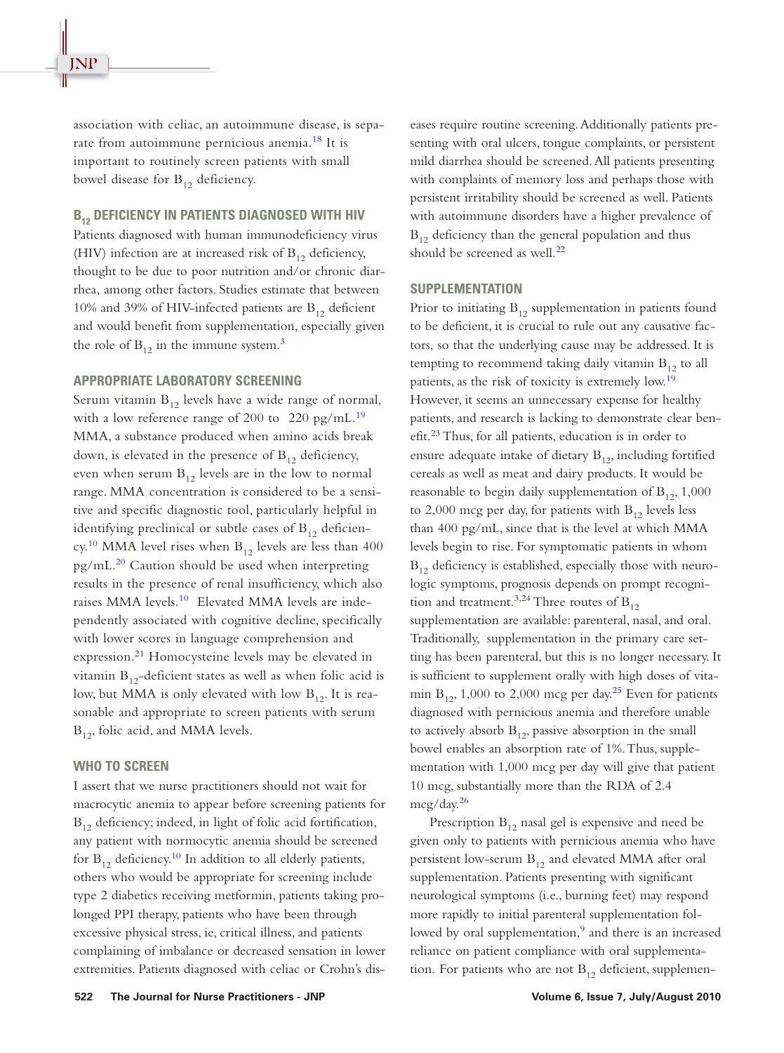association with celiac, an autoimmune disease, is separate from autoimmune pernicious anemia.[18] It is important to routinely screen patients with small bowel disease for $B_{12}$ deficiency.

## $B_{12}$ DEFICIENCY IN PATIENTS DIAGNOSED WITH HIV

Patients diagnosed with human immunodeficiency virus (HIV) infection are at increased risk of $B_{12}$ deficiency, thought to be due to poor nutrition and/or chronic diarrhea, among other factors. Studies estimate that between 10% and 39% of HIV-infected patients are $B_{12}$ deficient and would benefit from supplementation, especially given the role of $B_{12}$ in the immune system.[3]

## APPROPRIATE LABORATORY SCREENING

Serum vitamin $B_{12}$ levels have a wide range of normal, with a low reference range of 200 to 220 pg/mL.[19] MMA, a substance produced when amino acids break down, is elevated in the presence of $B_{12}$ deficiency, even when serum $B_{12}$ levels are in the low to normal range. MMA concentration is considered to be a sensitive and specific diagnostic tool, particularly helpful in identifying preclinical or subtle cases of $B_{12}$ deficiency.[10] MMA level rises when $B_{12}$ levels are less than 400 pg/mL.[20] Caution should be used when interpreting results in the presence of renal insufficiency, which also raises MMA levels.[10] Elevated MMA levels are independently associated with cognitive decline, specifically with lower scores in language comprehension and expression.[21] Homocysteine levels may be elevated in vitamin $B_{12}$-deficient states as well as when folic acid is low, but MMA is only elevated with low $B_{12}$. It is reasonable and appropriate to screen patients with serum $B_{12}$, folic acid, and MMA levels.

## WHO TO SCREEN

I assert that we nurse practitioners should not wait for macrocytic anemia to appear before screening patients for $B_{12}$ deficiency; indeed, in light of folic acid fortification, any patient with normocytic anemia should be screened for $B_{12}$ deficiency.[10] In addition to all elderly patients, others who would be appropriate for screening include type 2 diabetics receiving metformin, patients taking prolonged PPI therapy, patients who have been through excessive physical stress, ie, critical illness, and patients complaining of imbalance or decreased sensation in lower extremities. Patients diagnosed with celiac or Crohn's diseases require routine screening. Additionally patients presenting with oral ulcers, tongue complaints, or persistent mild diarrhea should be screened. All patients presenting with complaints of memory loss and perhaps those with persistent irritability should be screened as well. Patients with autoimmune disorders have a higher prevalence of $B_{12}$ deficiency than the general population and thus should be screened as well.[22]

## SUPPLEMENTATION

Prior to initiating $B_{12}$ supplementation in patients found to be deficient, it is crucial to rule out any causative factors, so that the underlying cause may be addressed. It is tempting to recommend taking daily vitamin $B_{12}$ to all patients, as the risk of toxicity is extremely low.[19] However, it seems an unnecessary expense for healthy patients, and research is lacking to demonstrate clear benefit.[23] Thus, for all patients, education is in order to ensure adequate intake of dietary $B_{12}$, including fortified cereals as well as meat and dairy products. It would be reasonable to begin daily supplementation of $B_{12}$, 1,000 to 2,000 mcg per day, for patients with $B_{12}$ levels less than 400 pg/mL, since that is the level at which MMA levels begin to rise. For symptomatic patients in whom $B_{12}$ deficiency is established, especially those with neurologic symptoms, prognosis depends on prompt recognition and treatment.[3,24] Three routes of $B_{12}$ supplementation are available: parenteral, nasal, and oral. Traditionally, supplementation in the primary care setting has been parenteral, but this is no longer necessary. It is sufficient to supplement orally with high doses of vitamin $B_{12}$, 1,000 to 2,000 mcg per day.[25] Even for patients diagnosed with pernicious anemia and therefore unable to actively absorb $B_{12}$, passive absorption in the small bowel enables an absorption rate of 1%. Thus, supplementation with 1,000 mcg per day will give that patient 10 mcg, substantially more than the RDA of 2.4 mcg/day.[26]

Prescription $B_{12}$ nasal gel is expensive and need be given only to patients with pernicious anemia who have persistent low-serum $B_{12}$ and elevated MMA after oral supplementation. Patients presenting with significant neurological symptoms (i.e., burning feet) may respond more rapidly to initial parenteral supplementation followed by oral supplementation,[9] and there is an increased reliance on patient compliance with oral supplementation. For patients who are not $B_{12}$ deficient, supplemen-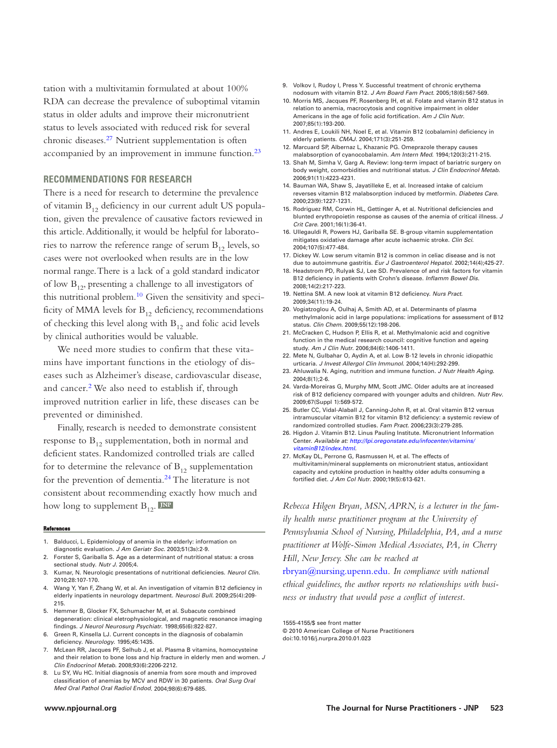tation with a multivitamin formulated at about 100% RDA can decrease the prevalence of suboptimal vitamin status in older adults and improve their micronutrient status to levels associated with reduced risk for several chronic diseases.[27] Nutrient supplementation is often accompanied by an improvement in immune function.[23]

## RECOMMENDATIONS FOR RESEARCH

There is a need for research to determine the prevalence of vitamin $B_{12}$ deficiency in our current adult US population, given the prevalence of causative factors reviewed in this article. Additionally, it would be helpful for laboratories to narrow the reference range of serum $B_{12}$ levels, so cases were not overlooked when results are in the low normal range. There is a lack of a gold standard indicator of low $B_{12}$, presenting a challenge to all investigators of this nutritional problem.[10] Given the sensitivity and specificity of MMA levels for $B_{12}$ deficiency, recommendations of checking this level along with $B_{12}$ and folic acid levels by clinical authorities would be valuable.

We need more studies to confirm that these vitamins have important functions in the etiology of diseases such as Alzheimer's disease, cardiovascular disease, and cancer.[2] We also need to establish if, through improved nutrition earlier in life, these diseases can be prevented or diminished.

Finally, research is needed to demonstrate consistent response to $B_{12}$ supplementation, both in normal and deficient states. Randomized controlled trials are called for to determine the relevance of $B_{12}$ supplementation for the prevention of dementia.[24] The literature is not consistent about recommending exactly how much and how long to supplement $B_{12}$. JNP

### References

1. Balducci, L. Epidemiology of anemia in the elderly: information on diagnostic evaluation. *J Am Geriatr Soc.* 2003;51(3s):2-9.
2. Forster S, Gariballa S. Age as a determinant of nutritional status: a cross sectional study. *Nutr J.* 2005;4.
3. Kumar, N. Neurologic presentations of nutritional deficiencies. *Neurol Clin.* 2010;28:107-170.
4. Wang Y, Yan F, Zhang W, et al. An investigation of vitamin B12 deficiency in elderly inpatients in neurology department. *Neurosci Bull.* 2009;25(4):209-215.
5. Hemmer B, Glocker FX, Schumacher M, et al. Subacute combined degeneration: clinical eletrophysiological, and magnetic resonance imaging findings. *J Neurol Neurosurg Psychiatr.* 1998;65(6):822-827.
6. Green R, Kinsella LJ. Current concepts in the diagnosis of cobalamin deficiency. *Neurology.* 1995;45:1435.
7. McLean RR, Jacques PF, Selhub J, et al. Plasma B vitamins, homocysteine and their relation to bone loss and hip fracture in elderly men and women. *J Clin Endocrinol Metab.* 2008;93(6):2206-2212.
8. Lu SY, Wu HC. Initial diagnosis of anemia from sore mouth and improved classification of anemias by MCV and RDW in 30 patients. *Oral Surg Oral Med Oral Pathol Oral Radiol Endod.* 2004;98(6):679-685.
9. Volkov I, Rudoy I, Press Y. Successful treatment of chronic erythema nodosum with vitamin B12. *J Am Board Fam Pract.* 2005;18(6):567-569.
10. Morris MS, Jacques PF, Rosenberg IH, et al. Folate and vitamin B12 status in relation to anemia, macrocytosis and cognitive impairment in older Americans in the age of folic acid fortification. *Am J Clin Nutr.* 2007;85(1):193-200.
11. Andres E, Loukili NH, Noel E, et al. Vitamin B12 (cobalamin) deficiency in elderly patients. *CMAJ.* 2004;171(3):251-259.
12. Marcuard SP, Albernaz L, Khazanic PG. Omeprazole therapy causes malabsorption of cyanocobalamin. *Am Intern Med.* 1994;120(3):211-215.
13. Shah M, Simha V, Garg A. Review: long-term impact of bariatric surgery on body weight, comorbidities and nutritional status. *J Clin Endocrinol Metab.* 2006;91(11):4223-4231.
14. Bauman WA, Shaw S, Jayatilleke E, et al. Increased intake of calcium reverses vitamin B12 malabsorption induced by metformin. *Diabetes Care.* 2000;23(9):1227-1231.
15. Rodriguez RM, Corwin HL, Gettinger A, et al. Nutritional deficiencies and blunted erythropoietin response as causes of the anemia of critical illness. *J Crit Care.* 2001;16(1):36-41.
16. Ullegauldi R, Powers HJ, Gariballa SE. B-group vitamin supplementation mitigates oxidative damage after acute ischaemic stroke. *Clin Sci.* 2004;107(5):477-484.
17. Dickey W. Low serum vitamin B12 is common in celiac disease and is not due to autoimmune gastritis. *Eur J Gastroenterol Hepatol.* 2002;14(4);425-27.
18. Headstrom PD, Rulyak SJ, Lee SD. Prevalence of and risk factors for vitamin B12 deficiency in patients with Crohn's disease. *Inflamm Bowel Dis.* 2008;14(2):217-223.
19. Nettina SM. A new look at vitamin B12 deficiency. *Nurs Pract.* 2009;34(11):19-24.
20. Vogiatzoglou A, Oulhaj A, Smith AD, et al. Determinants of plasma methylmalonic acid in large populations: implications for assessment of B12 status. *Clin Chem.* 2009;55(12):198-206.
21. McCracken C, Hudson P, Ellis R, et al. Methylmalonic acid and cognitive function in the medical research council: cognitive function and ageing study. *Am J Clin Nutr.* 2006;84(6):1406-1411.
22. Mete N, Gulbahar O, Aydin A, et al. Low B-12 levels in chronic idiopathic urticaria. *J Invest Allergol Clin Immunol.* 2004;14(H):292-299.
23. Ahluwalia N. Aging, nutrition and immune function. *J Nutr Health Aging.* 2004;8(1);2-6.
24. Varda-Moreiras G, Murphy MM, Scott JMC. Older adults are at increased risk of B12 deficiency compared with younger adults and children. *Nutr Rev.* 2009;67(Suppl 1):569-572.
25. Butler CC, Vidal-Alaball J, Canning-John R, et al. Oral vitamin B12 versus intramuscular vitamin B12 for vitamin B12 deficiency: a systemic review of randomized controlled studies. *Fam Pract.* 2006;23(3):279-285.
26. Higdon J. Vitamin B12. Linus Pauling Institute. Micronutrient Information Center. *Available at: http://lpi.oregonstate.edu/infocenter/vitamins/vitaminB12/index.html.*
27. McKay DL, Perrone G, Rasmussen H, et al. The effects of multivitamin/mineral supplements on micronutrient status, antioxidant capacity and cytokine production in healthy older adults consuming a fortified diet. *J Am Col Nutr.* 2000;19(5):613-621.

*Rebecca Hilgen Bryan, MSN, APRN, is a lecturer in the family health nurse practitioner program at the University of Pennsylvania School of Nursing, Philadelphia, PA, and a nurse practitioner at Wolfe-Simon Medical Associates, PA, in Cherry Hill, New Jersey. She can be reached at* rbryan@nursing.upenn.edu. *In compliance with national ethical guidelines, the author reports no relationships with business or industry that would pose a conflict of interest.*

1555-4155/$ see front matter
© 2010 American College of Nurse Practitioners
doi:10.1016/j.nurpra.2010.01.023